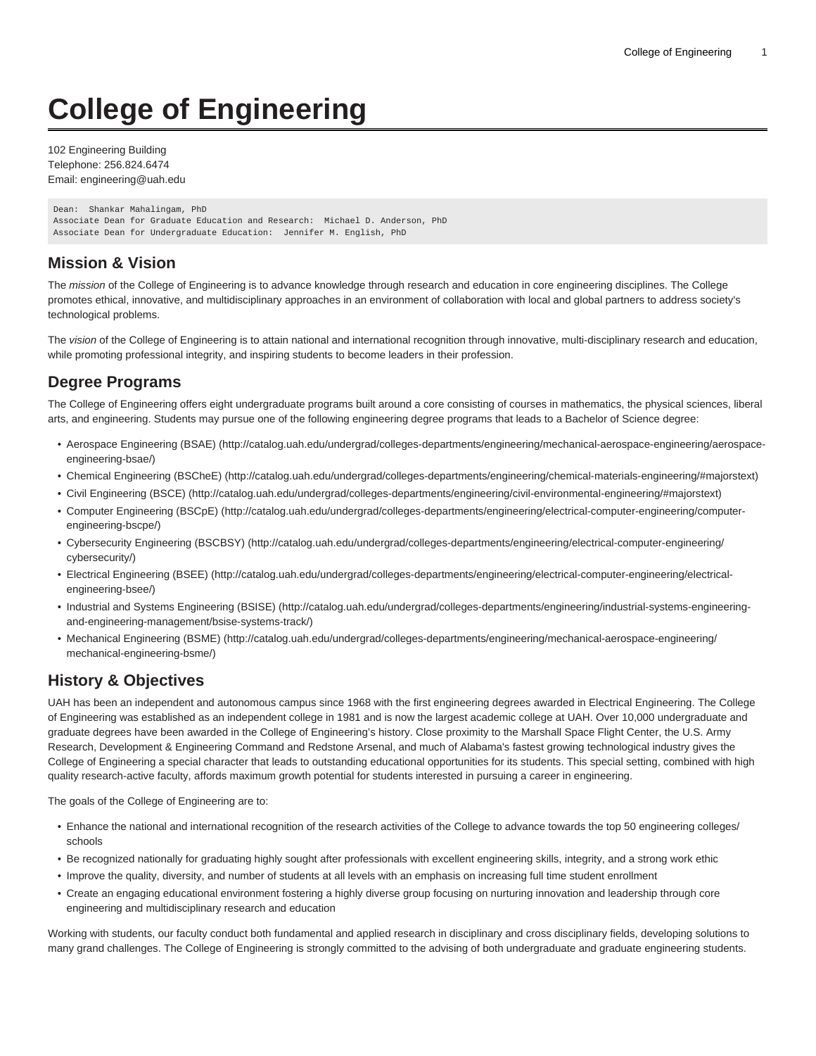# College of Engineering

102 Engineering Building
Telephone: 256.824.6474
Email: engineering@uah.edu

```
Dean:  Shankar Mahalingam, PhD
Associate Dean for Graduate Education and Research:  Michael D. Anderson, PhD
Associate Dean for Undergraduate Education:  Jennifer M. English, PhD
```

## Mission & Vision

The *mission* of the College of Engineering is to advance knowledge through research and education in core engineering disciplines. The College promotes ethical, innovative, and multidisciplinary approaches in an environment of collaboration with local and global partners to address society's technological problems.

The *vision* of the College of Engineering is to attain national and international recognition through innovative, multi-disciplinary research and education, while promoting professional integrity, and inspiring students to become leaders in their profession.

## Degree Programs

The College of Engineering offers eight undergraduate programs built around a core consisting of courses in mathematics, the physical sciences, liberal arts, and engineering. Students may pursue one of the following engineering degree programs that leads to a Bachelor of Science degree:

- Aerospace Engineering (BSAE) (http://catalog.uah.edu/undergrad/colleges-departments/engineering/mechanical-aerospace-engineering/aerospace-engineering-bsae/)
- Chemical Engineering (BSCheE) (http://catalog.uah.edu/undergrad/colleges-departments/engineering/chemical-materials-engineering/#majorstext)
- Civil Engineering (BSCE) (http://catalog.uah.edu/undergrad/colleges-departments/engineering/civil-environmental-engineering/#majorstext)
- Computer Engineering (BSCpE) (http://catalog.uah.edu/undergrad/colleges-departments/engineering/electrical-computer-engineering/computer-engineering-bscpe/)
- Cybersecurity Engineering (BSCBSY) (http://catalog.uah.edu/undergrad/colleges-departments/engineering/electrical-computer-engineering/cybersecurity/)
- Electrical Engineering (BSEE) (http://catalog.uah.edu/undergrad/colleges-departments/engineering/electrical-computer-engineering/electrical-engineering-bsee/)
- Industrial and Systems Engineering (BSISE) (http://catalog.uah.edu/undergrad/colleges-departments/engineering/industrial-systems-engineering-and-engineering-management/bsise-systems-track/)
- Mechanical Engineering (BSME) (http://catalog.uah.edu/undergrad/colleges-departments/engineering/mechanical-aerospace-engineering/mechanical-engineering-bsme/)

## History & Objectives

UAH has been an independent and autonomous campus since 1968 with the first engineering degrees awarded in Electrical Engineering. The College of Engineering was established as an independent college in 1981 and is now the largest academic college at UAH. Over 10,000 undergraduate and graduate degrees have been awarded in the College of Engineering's history. Close proximity to the Marshall Space Flight Center, the U.S. Army Research, Development & Engineering Command and Redstone Arsenal, and much of Alabama's fastest growing technological industry gives the College of Engineering a special character that leads to outstanding educational opportunities for its students. This special setting, combined with high quality research-active faculty, affords maximum growth potential for students interested in pursuing a career in engineering.

The goals of the College of Engineering are to:

- Enhance the national and international recognition of the research activities of the College to advance towards the top 50 engineering colleges/schools
- Be recognized nationally for graduating highly sought after professionals with excellent engineering skills, integrity, and a strong work ethic
- Improve the quality, diversity, and number of students at all levels with an emphasis on increasing full time student enrollment
- Create an engaging educational environment fostering a highly diverse group focusing on nurturing innovation and leadership through core engineering and multidisciplinary research and education

Working with students, our faculty conduct both fundamental and applied research in disciplinary and cross disciplinary fields, developing solutions to many grand challenges. The College of Engineering is strongly committed to the advising of both undergraduate and graduate engineering students.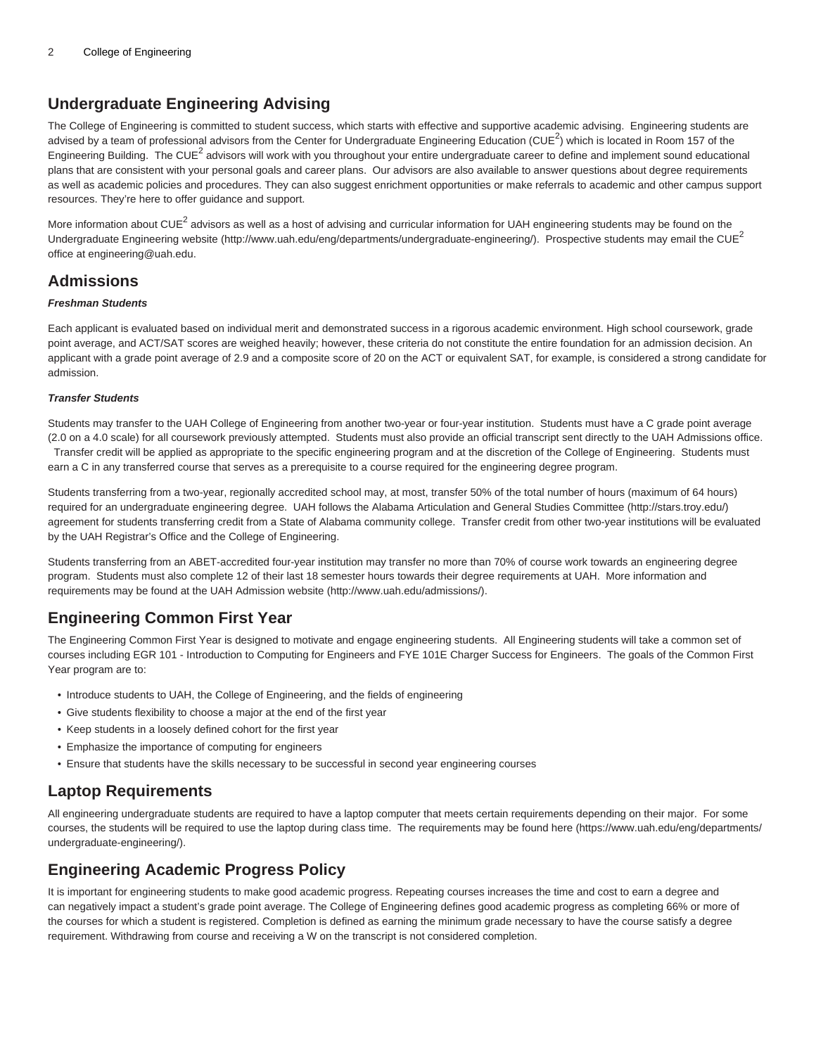## Undergraduate Engineering Advising

The College of Engineering is committed to student success, which starts with effective and supportive academic advising. Engineering students are advised by a team of professional advisors from the Center for Undergraduate Engineering Education (CUE$^2$) which is located in Room 157 of the Engineering Building. The CUE$^2$ advisors will work with you throughout your entire undergraduate career to define and implement sound educational plans that are consistent with your personal goals and career plans. Our advisors are also available to answer questions about degree requirements as well as academic policies and procedures. They can also suggest enrichment opportunities or make referrals to academic and other campus support resources. They're here to offer guidance and support.

More information about CUE$^2$ advisors as well as a host of advising and curricular information for UAH engineering students may be found on the Undergraduate Engineering website (http://www.uah.edu/eng/departments/undergraduate-engineering/). Prospective students may email the CUE$^2$ office at engineering@uah.edu.

## Admissions

***Freshman Students***

Each applicant is evaluated based on individual merit and demonstrated success in a rigorous academic environment. High school coursework, grade point average, and ACT/SAT scores are weighed heavily; however, these criteria do not constitute the entire foundation for an admission decision. An applicant with a grade point average of 2.9 and a composite score of 20 on the ACT or equivalent SAT, for example, is considered a strong candidate for admission.

***Transfer Students***

Students may transfer to the UAH College of Engineering from another two-year or four-year institution. Students must have a C grade point average (2.0 on a 4.0 scale) for all coursework previously attempted. Students must also provide an official transcript sent directly to the UAH Admissions office. Transfer credit will be applied as appropriate to the specific engineering program and at the discretion of the College of Engineering. Students must earn a C in any transferred course that serves as a prerequisite to a course required for the engineering degree program.

Students transferring from a two-year, regionally accredited school may, at most, transfer 50% of the total number of hours (maximum of 64 hours) required for an undergraduate engineering degree. UAH follows the Alabama Articulation and General Studies Committee (http://stars.troy.edu/) agreement for students transferring credit from a State of Alabama community college. Transfer credit from other two-year institutions will be evaluated by the UAH Registrar's Office and the College of Engineering.

Students transferring from an ABET-accredited four-year institution may transfer no more than 70% of course work towards an engineering degree program. Students must also complete 12 of their last 18 semester hours towards their degree requirements at UAH. More information and requirements may be found at the UAH Admission website (http://www.uah.edu/admissions/).

## Engineering Common First Year

The Engineering Common First Year is designed to motivate and engage engineering students. All Engineering students will take a common set of courses including EGR 101 - Introduction to Computing for Engineers and FYE 101E Charger Success for Engineers. The goals of the Common First Year program are to:

- Introduce students to UAH, the College of Engineering, and the fields of engineering
- Give students flexibility to choose a major at the end of the first year
- Keep students in a loosely defined cohort for the first year
- Emphasize the importance of computing for engineers
- Ensure that students have the skills necessary to be successful in second year engineering courses

## Laptop Requirements

All engineering undergraduate students are required to have a laptop computer that meets certain requirements depending on their major. For some courses, the students will be required to use the laptop during class time. The requirements may be found here (https://www.uah.edu/eng/departments/undergraduate-engineering/).

## Engineering Academic Progress Policy

It is important for engineering students to make good academic progress. Repeating courses increases the time and cost to earn a degree and can negatively impact a student's grade point average. The College of Engineering defines good academic progress as completing 66% or more of the courses for which a student is registered. Completion is defined as earning the minimum grade necessary to have the course satisfy a degree requirement. Withdrawing from course and receiving a W on the transcript is not considered completion.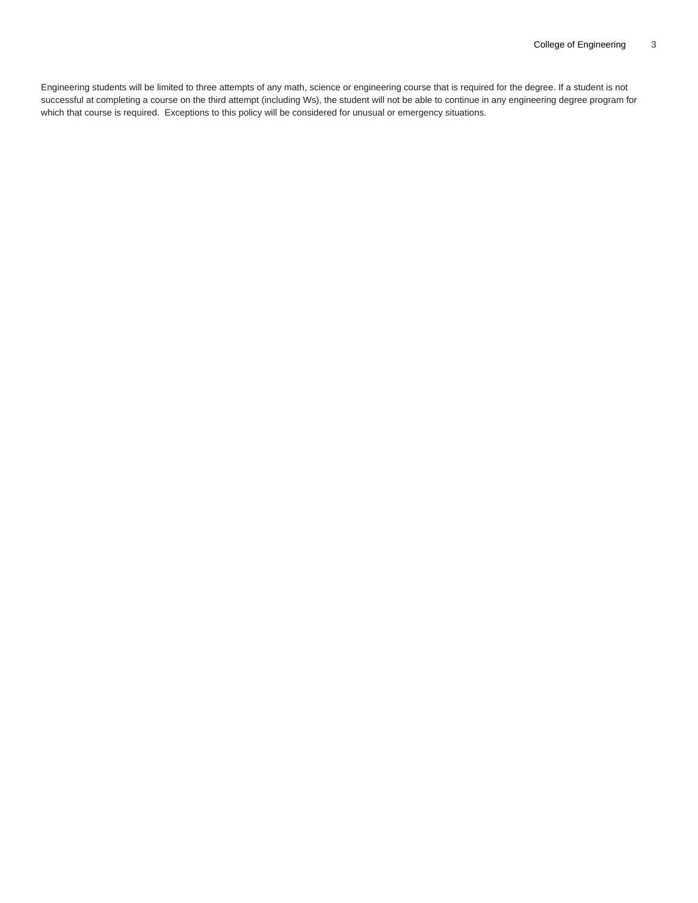Engineering students will be limited to three attempts of any math, science or engineering course that is required for the degree. If a student is not successful at completing a course on the third attempt (including Ws), the student will not be able to continue in any engineering degree program for which that course is required. Exceptions to this policy will be considered for unusual or emergency situations.